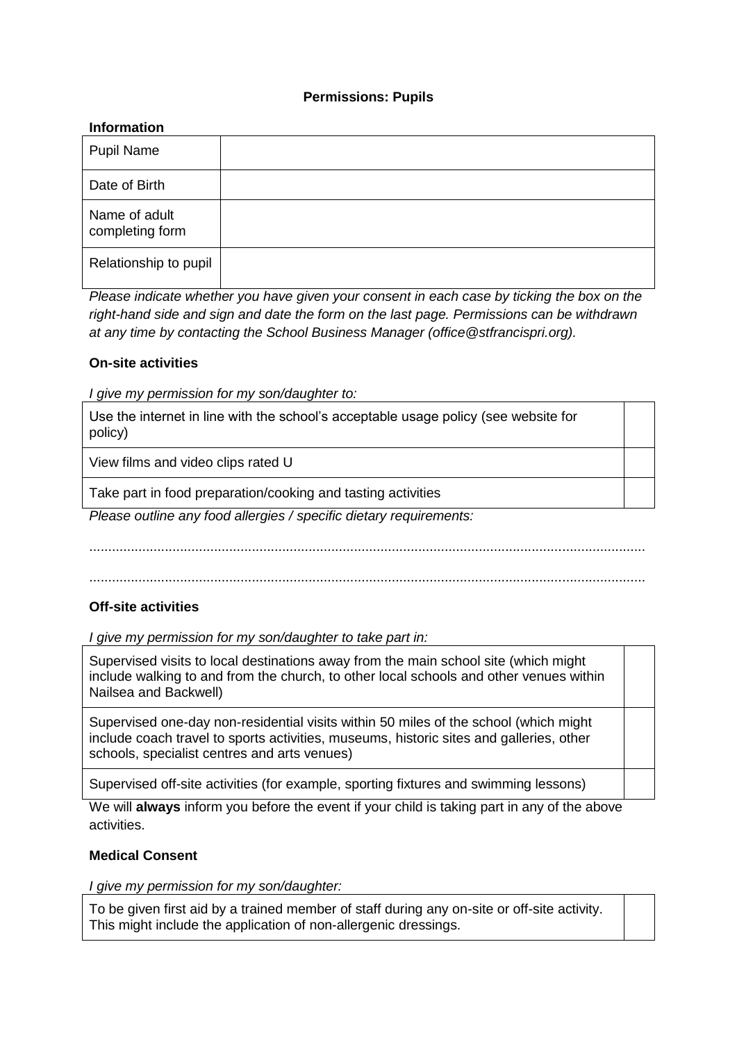**Permissions: Pupils**

**Information**

| Pupil Name | |
|---|---|
| Date of Birth | |
| Name of adult completing form | |
| Relationship to pupil | |

*Please indicate whether you have given your consent in each case by ticking the box on the right-hand side and sign and date the form on the last page. Permissions can be withdrawn at any time by contacting the School Business Manager (office@stfrancispri.org).*

**On-site activities**

*I give my permission for my son/daughter to:*

| | |
|---|---|
| Use the internet in line with the school's acceptable usage policy (see website for policy) | |
| View films and video clips rated U | |
| Take part in food preparation/cooking and tasting activities | |

*Please outline any food allergies / specific dietary requirements:*

.......................................................................................................................................................

.......................................................................................................................................................

**Off-site activities**

*I give my permission for my son/daughter to take part in:*

| | |
|---|---|
| Supervised visits to local destinations away from the main school site (which might include walking to and from the church, to other local schools and other venues within Nailsea and Backwell) | |
| Supervised one-day non-residential visits within 50 miles of the school (which might include coach travel to sports activities, museums, historic sites and galleries, other schools, specialist centres and arts venues) | |
| Supervised off-site activities (for example, sporting fixtures and swimming lessons) | |

We will **always** inform you before the event if your child is taking part in any of the above activities.

**Medical Consent**

*I give my permission for my son/daughter:*

| | |
|---|---|
| To be given first aid by a trained member of staff during any on-site or off-site activity. This might include the application of non-allergenic dressings. | |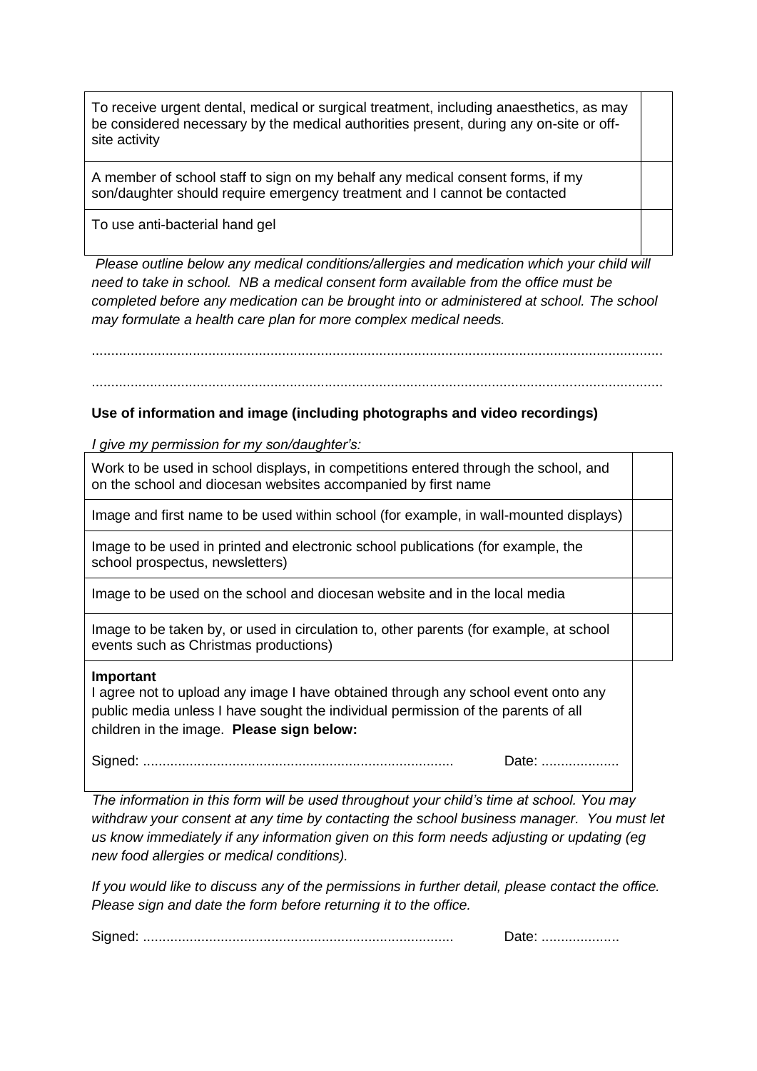| | |
|---|---|
| To receive urgent dental, medical or surgical treatment, including anaesthetics, as may be considered necessary by the medical authorities present, during any on-site or off-site activity | |
| A member of school staff to sign on my behalf any medical consent forms, if my son/daughter should require emergency treatment and I cannot be contacted | |
| To use anti-bacterial hand gel | |

*Please outline below any medical conditions/allergies and medication which your child will need to take in school. NB a medical consent form available from the office must be completed before any medication can be brought into or administered at school. The school may formulate a health care plan for more complex medical needs.*

.................................................................................................................................................

.................................................................................................................................................

**Use of information and image (including photographs and video recordings)**

*I give my permission for my son/daughter's:*

| | |
|---|---|
| Work to be used in school displays, in competitions entered through the school, and on the school and diocesan websites accompanied by first name | |
| Image and first name to be used within school (for example, in wall-mounted displays) | |
| Image to be used in printed and electronic school publications (for example, the school prospectus, newsletters) | |
| Image to be used on the school and diocesan website and in the local media | |
| Image to be taken by, or used in circulation to, other parents (for example, at school events such as Christmas productions) | |

**Important**
I agree not to upload any image I have obtained through any school event onto any public media unless I have sought the individual permission of the parents of all children in the image. **Please sign below:**

Signed: ............................................................................... Date: ....................

*The information in this form will be used throughout your child's time at school. You may withdraw your consent at any time by contacting the school business manager. You must let us know immediately if any information given on this form needs adjusting or updating (eg new food allergies or medical conditions).*

*If you would like to discuss any of the permissions in further detail, please contact the office. Please sign and date the form before returning it to the office.*

Signed: ............................................................................... Date: ....................